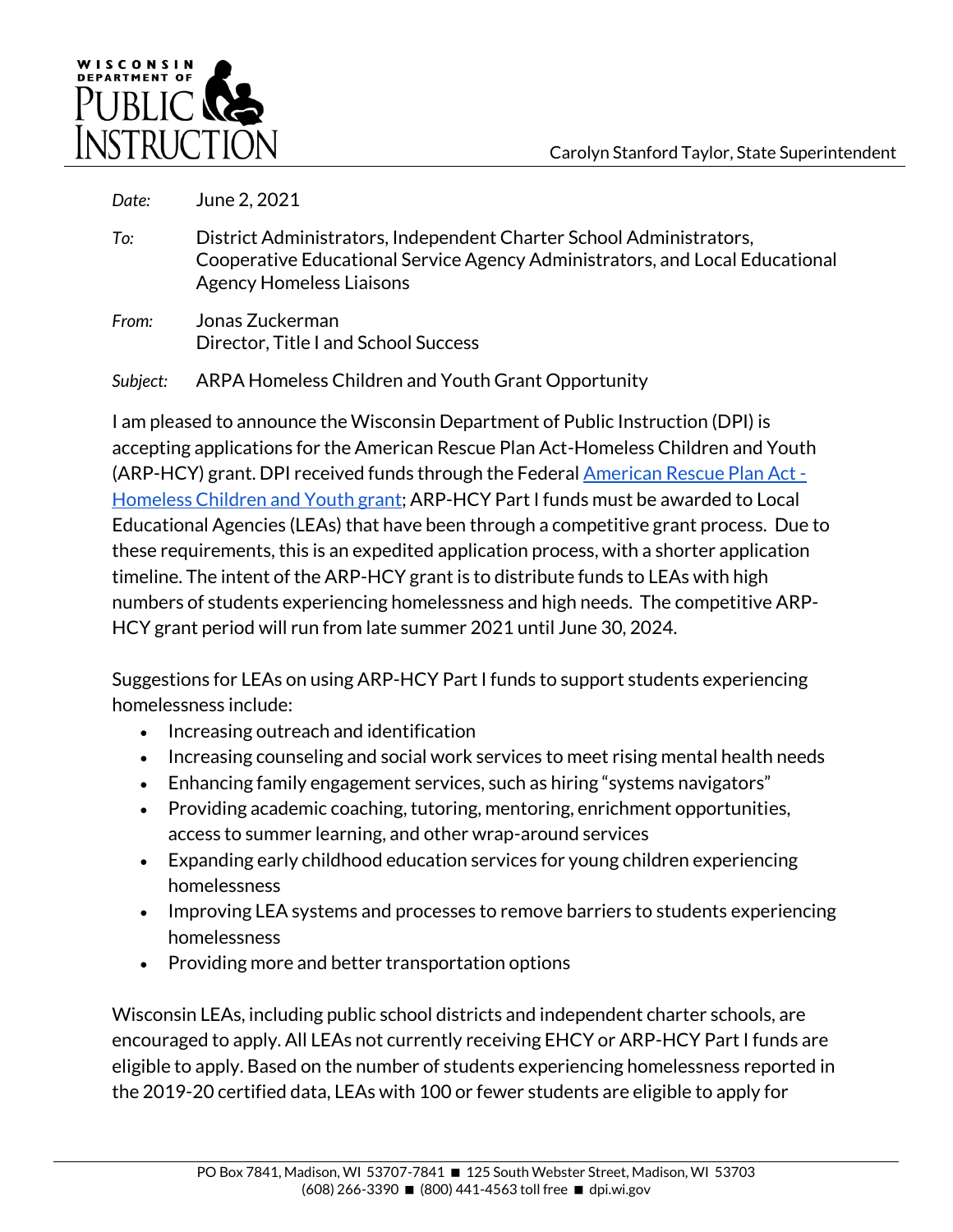Carolyn Stanford Taylor, State Superintendent

*Date:* June 2, 2021

*To:* District Administrators, Independent Charter School Administrators, Cooperative Educational Service Agency Administrators, and Local Educational Agency Homeless Liaisons

*From:* Jonas Zuckerman
Director, Title I and School Success

*Subject:* ARPA Homeless Children and Youth Grant Opportunity

I am pleased to announce the Wisconsin Department of Public Instruction (DPI) is accepting applications for the American Rescue Plan Act-Homeless Children and Youth (ARP-HCY) grant. DPI received funds through the Federal [American Rescue Plan Act - Homeless Children and Youth grant](); ARP-HCY Part I funds must be awarded to Local Educational Agencies (LEAs) that have been through a competitive grant process. Due to these requirements, this is an expedited application process, with a shorter application timeline. The intent of the ARP-HCY grant is to distribute funds to LEAs with high numbers of students experiencing homelessness and high needs. The competitive ARP-HCY grant period will run from late summer 2021 until June 30, 2024.

Suggestions for LEAs on using ARP-HCY Part I funds to support students experiencing homelessness include:

- Increasing outreach and identification
- Increasing counseling and social work services to meet rising mental health needs
- Enhancing family engagement services, such as hiring "systems navigators"
- Providing academic coaching, tutoring, mentoring, enrichment opportunities, access to summer learning, and other wrap-around services
- Expanding early childhood education services for young children experiencing homelessness
- Improving LEA systems and processes to remove barriers to students experiencing homelessness
- Providing more and better transportation options

Wisconsin LEAs, including public school districts and independent charter schools, are encouraged to apply. All LEAs not currently receiving EHCY or ARP-HCY Part I funds are eligible to apply. Based on the number of students experiencing homelessness reported in the 2019-20 certified data, LEAs with 100 or fewer students are eligible to apply for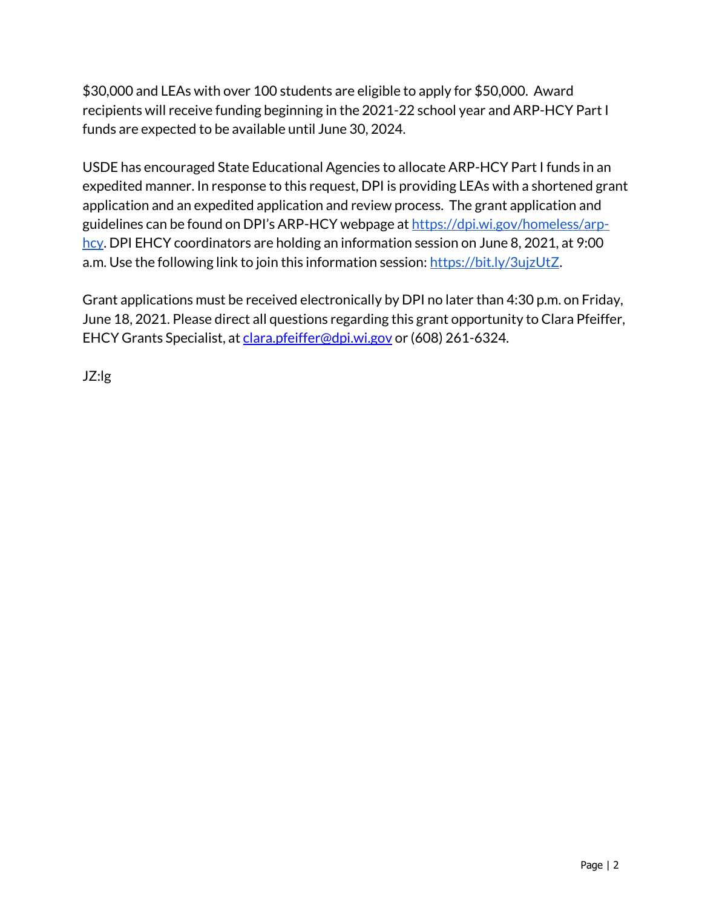$30,000 and LEAs with over 100 students are eligible to apply for $50,000. Award recipients will receive funding beginning in the 2021-22 school year and ARP-HCY Part I funds are expected to be available until June 30, 2024.

USDE has encouraged State Educational Agencies to allocate ARP-HCY Part I funds in an expedited manner. In response to this request, DPI is providing LEAs with a shortened grant application and an expedited application and review process. The grant application and guidelines can be found on DPI's ARP-HCY webpage at https://dpi.wi.gov/homeless/arp-hcy. DPI EHCY coordinators are holding an information session on June 8, 2021, at 9:00 a.m. Use the following link to join this information session: https://bit.ly/3ujzUtZ.

Grant applications must be received electronically by DPI no later than 4:30 p.m. on Friday, June 18, 2021. Please direct all questions regarding this grant opportunity to Clara Pfeiffer, EHCY Grants Specialist, at clara.pfeiffer@dpi.wi.gov or (608) 261-6324.

JZ:lg